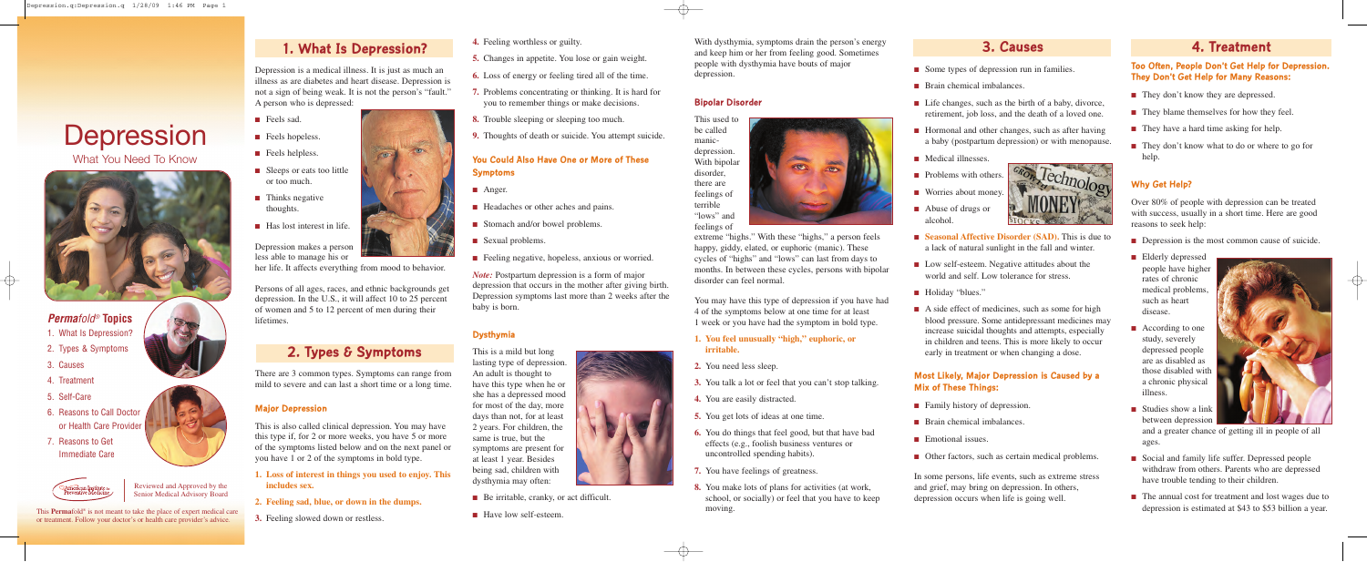# Depression

What You Need To Know

***Permafold®* Topics**

1. What Is Depression?
2. Types & Symptoms
3. Causes
4. Treatment
5. Self-Care
6. Reasons to Call Doctor or Health Care Provider
7. Reasons to Get Immediate Care

Reviewed and Approved by the Senior Medical Advisory Board

This **Perma**fold® is not meant to take the place of expert medical care or treatment. Follow your doctor's or health care provider's advice.

## 1. What Is Depression?

Depression is a medical illness. It is just as much an illness as are diabetes and heart disease. Depression is not a sign of being weak. It is not the person's "fault." A person who is depressed:

- Feels sad.
- Feels hopeless.
- Feels helpless.
- Sleeps or eats too little or too much.
- Thinks negative thoughts.
- Has lost interest in life.

Depression makes a person less able to manage his or her life. It affects everything from mood to behavior.

Persons of all ages, races, and ethnic backgrounds get depression. In the U.S., it will affect 10 to 25 percent of women and 5 to 12 percent of men during their lifetimes.

## 2. Types & Symptoms

There are 3 common types. Symptoms can range from mild to severe and can last a short time or a long time.

### Major Depression

This is also called clinical depression. You may have this type if, for 2 or more weeks, you have 5 or more of the symptoms listed below and on the next panel or you have 1 or 2 of the symptoms in bold type.

1. **Loss of interest in things you used to enjoy. This includes sex.**
2. **Feeling sad, blue, or down in the dumps.**
3. Feeling slowed down or restless.
4. Feeling worthless or guilty.
5. Changes in appetite. You lose or gain weight.
6. Loss of energy or feeling tired all of the time.
7. Problems concentrating or thinking. It is hard for you to remember things or make decisions.
8. Trouble sleeping or sleeping too much.
9. Thoughts of death or suicide. You attempt suicide.

### You Could Also Have One or More of These Symptoms

- Anger.
- Headaches or other aches and pains.
- Stomach and/or bowel problems.
- Sexual problems.
- Feeling negative, hopeless, anxious or worried.

*Note:* Postpartum depression is a form of major depression that occurs in the mother after giving birth. Depression symptoms last more than 2 weeks after the baby is born.

### Dysthymia

This is a mild but long lasting type of depression. An adult is thought to have this type when he or she has a depressed mood for most of the day, more days than not, for at least 2 years. For children, the same is true, but the symptoms are present for at least 1 year. Besides being sad, children with dysthymia may often:

- Be irritable, cranky, or act difficult.
- Have low self-esteem.

With dysthymia, symptoms drain the person's energy and keep him or her from feeling good. Sometimes people with dysthymia have bouts of major depression.

### Bipolar Disorder

This used to be called manic-depression. With bipolar disorder, there are feelings of terrible "lows" and feelings of extreme "highs." With these "highs," a person feels happy, giddy, elated, or euphoric (manic). These cycles of "highs" and "lows" can last from days to months. In between these cycles, persons with bipolar disorder can feel normal.

You may have this type of depression if you have had 4 of the symptoms below at one time for at least 1 week or you have had the symptom in bold type.

1. **You feel unusually "high," euphoric, or irritable.**
2. You need less sleep.
3. You talk a lot or feel that you can't stop talking.
4. You are easily distracted.
5. You get lots of ideas at one time.
6. You do things that feel good, but that have bad effects (e.g., foolish business ventures or uncontrolled spending habits).
7. You have feelings of greatness.
8. You make lots of plans for activities (at work, school, or socially) or feel that you have to keep moving.

## 3. Causes

- Some types of depression run in families.
- Brain chemical imbalances.
- Life changes, such as the birth of a baby, divorce, retirement, job loss, and the death of a loved one.
- Hormonal and other changes, such as after having a baby (postpartum depression) or with menopause.
- Medical illnesses.
- Problems with others.
- Worries about money.
- Abuse of drugs or alcohol.
- **Seasonal Affective Disorder (SAD).** This is due to a lack of natural sunlight in the fall and winter.
- Low self-esteem. Negative attitudes about the world and self. Low tolerance for stress.
- Holiday "blues."
- A side effect of medicines, such as some for high blood pressure. Some antidepressant medicines may increase suicidal thoughts and attempts, especially in children and teens. This is more likely to occur early in treatment or when changing a dose.

### Most Likely, Major Depression is Caused by a Mix of These Things:

- Family history of depression.
- Brain chemical imbalances.
- Emotional issues.
- Other factors, such as certain medical problems.

In some persons, life events, such as extreme stress and grief, may bring on depression. In others, depression occurs when life is going well.

## 4. Treatment

### Too Often, People Don't Get Help for Depression. They Don't Get Help for Many Reasons:

- They don't know they are depressed.
- They blame themselves for how they feel.
- They have a hard time asking for help.
- They don't know what to do or where to go for help.

### Why Get Help?

Over 80% of people with depression can be treated with success, usually in a short time. Here are good reasons to seek help:

- Depression is the most common cause of suicide.
- Elderly depressed people have higher rates of chronic medical problems, such as heart disease.
- According to one study, severely depressed people are as disabled as those disabled with a chronic physical illness.
- Studies show a link between depression and a greater chance of getting ill in people of all ages.
- Social and family life suffer. Depressed people withdraw from others. Parents who are depressed have trouble tending to their children.
- The annual cost for treatment and lost wages due to depression is estimated at $43 to $53 billion a year.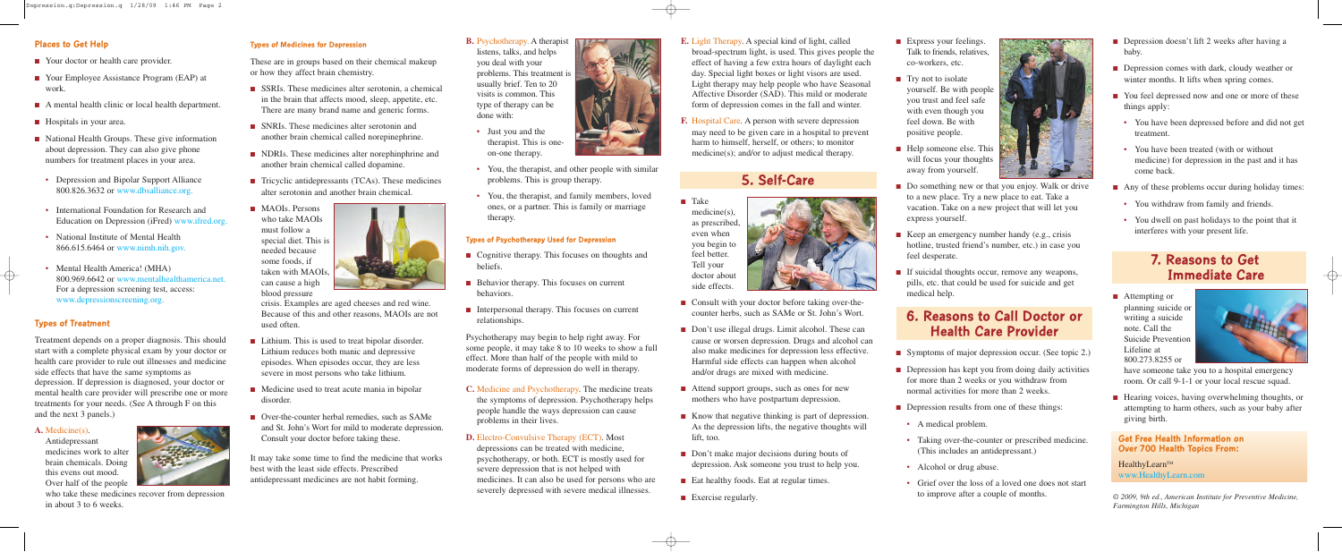### Places to Get Help

- Your doctor or health care provider.
- Your Employee Assistance Program (EAP) at work.
- A mental health clinic or local health department.
- Hospitals in your area.
- National Health Groups. These give information about depression. They can also give phone numbers for treatment places in your area.
  - Depression and Bipolar Support Alliance 800.826.3632 or www.dbsalliance.org.
  - International Foundation for Research and Education on Depression (iFred) www.ifred.org.
  - National Institute of Mental Health 866.615.6464 or www.nimh.nih.gov.
  - Mental Health America! (MHA) 800.969.6642 or www.mentalhealthamerica.net. For a depression screening test, access: www.depressionscreening.org.

### Types of Treatment

Treatment depends on a proper diagnosis. This should start with a complete physical exam by your doctor or health care provider to rule out illnesses and medicine side effects that have the same symptoms as depression. If depression is diagnosed, your doctor or mental health care provider will prescribe one or more treatments for your needs. (See A through F on this and the next 3 panels.)

**A.** Medicine(s). Antidepressant medicines work to alter brain chemicals. Doing this evens out mood. Over half of the people who take these medicines recover from depression in about 3 to 6 weeks.

#### Types of Medicines for Depression

These are in groups based on their chemical makeup or how they affect brain chemistry.

- SSRIs. These medicines alter serotonin, a chemical in the brain that affects mood, sleep, appetite, etc. There are many brand name and generic forms.
- SNRIs. These medicines alter serotonin and another brain chemical called norepinephrine.
- NDRIs. These medicines alter norepinphrine and another brain chemical called dopamine.
- Tricyclic antidepressants (TCAs). These medicines alter serotonin and another brain chemical.
- MAOIs. Persons who take MAOIs must follow a special diet. This is needed because some foods, if taken with MAOIs, can cause a high blood pressure crisis. Examples are aged cheeses and red wine. Because of this and other reasons, MAOIs are not used often.
- Lithium. This is used to treat bipolar disorder. Lithium reduces both manic and depressive episodes. When episodes occur, they are less severe in most persons who take lithium.
- Medicine used to treat acute mania in bipolar disorder.
- Over-the-counter herbal remedies, such as SAMe and St. John's Wort for mild to moderate depression. Consult your doctor before taking these.

It may take some time to find the medicine that works best with the least side effects. Prescribed antidepressant medicines are not habit forming.

**B.** Psychotherapy. A therapist listens, talks, and helps you deal with your problems. This treatment is usually brief. Ten to 20 visits is common. This type of therapy can be done with:

- Just you and the therapist. This is one-on-one therapy.
- You, the therapist, and other people with similar problems. This is group therapy.
- You, the therapist, and family members, loved ones, or a partner. This is family or marriage therapy.

#### Types of Psychotherapy Used for Depression

- Cognitive therapy. This focuses on thoughts and beliefs.
- Behavior therapy. This focuses on current behaviors.
- Interpersonal therapy. This focuses on current relationships.

Psychotherapy may begin to help right away. For some people, it may take 8 to 10 weeks to show a full effect. More than half of the people with mild to moderate forms of depression do well in therapy.

**C.** Medicine and Psychotherapy. The medicine treats the symptoms of depression. Psychotherapy helps people handle the ways depression can cause problems in their lives.

**D.** Electro-Convulsive Therapy (ECT). Most depressions can be treated with medicine, psychotherapy, or both. ECT is mostly used for severe depression that is not helped with medicines. It can also be used for persons who are severely depressed with severe medical illnesses.

**E.** Light Therapy. A special kind of light, called broad-spectrum light, is used. This gives people the effect of having a few extra hours of daylight each day. Special light boxes or light visors are used. Light therapy may help people who have Seasonal Affective Disorder (SAD). This mild or moderate form of depression comes in the fall and winter.

**F.** Hospital Care. A person with severe depression may need to be given care in a hospital to prevent harm to himself, herself, or others; to monitor medicine(s); and/or to adjust medical therapy.

## 5. Self-Care

- Take medicine(s), as prescribed, even when you begin to feel better. Tell your doctor about side effects.
- Consult with your doctor before taking over-the-counter herbs, such as SAMe or St. John's Wort.
- Don't use illegal drugs. Limit alcohol. These can cause or worsen depression. Drugs and alcohol can also make medicines for depression less effective. Harmful side effects can happen when alcohol and/or drugs are mixed with medicine.
- Attend support groups, such as ones for new mothers who have postpartum depression.
- Know that negative thinking is part of depression. As the depression lifts, the negative thoughts will lift, too.
- Don't make major decisions during bouts of depression. Ask someone you trust to help you.
- Eat healthy foods. Eat at regular times.
- Exercise regularly.
- Express your feelings. Talk to friends, relatives, co-workers, etc.
- Try not to isolate yourself. Be with people you trust and feel safe with even though you feel down. Be with positive people.
- Help someone else. This will focus your thoughts away from yourself.
- Do something new or that you enjoy. Walk or drive to a new place. Try a new place to eat. Take a vacation. Take on a new project that will let you express yourself.
- Keep an emergency number handy (e.g., crisis hotline, trusted friend's number, etc.) in case you feel desperate.
- If suicidal thoughts occur, remove any weapons, pills, etc. that could be used for suicide and get medical help.

## 6. Reasons to Call Doctor or Health Care Provider

- Symptoms of major depression occur. (See topic 2.)
- Depression has kept you from doing daily activities for more than 2 weeks or you withdraw from normal activities for more than 2 weeks.
- Depression results from one of these things:
  - A medical problem.
  - Taking over-the-counter or prescribed medicine. (This includes an antidepressant.)
  - Alcohol or drug abuse.
  - Grief over the loss of a loved one does not start to improve after a couple of months.
- Depression doesn't lift 2 weeks after having a baby.
- Depression comes with dark, cloudy weather or winter months. It lifts when spring comes.
- You feel depressed now and one or more of these things apply:
  - You have been depressed before and did not get treatment.
  - You have been treated (with or without medicine) for depression in the past and it has come back.
- Any of these problems occur during holiday times:
  - You withdraw from family and friends.
  - You dwell on past holidays to the point that it interferes with your present life.

## 7. Reasons to Get Immediate Care

- Attempting or planning suicide or writing a suicide note. Call the Suicide Prevention Lifeline at 800.273.8255 or have someone take you to a hospital emergency room. Or call 9-1-1 or your local rescue squad.
- Hearing voices, having overwhelming thoughts, or attempting to harm others, such as your baby after giving birth.

**Get Free Health Information on Over 700 Health Topics From:**

HealthyLearn™
www.HealthyLearn.com

*© 2009, 9th ed., American Institute for Preventive Medicine, Farmington Hills, Michigan*